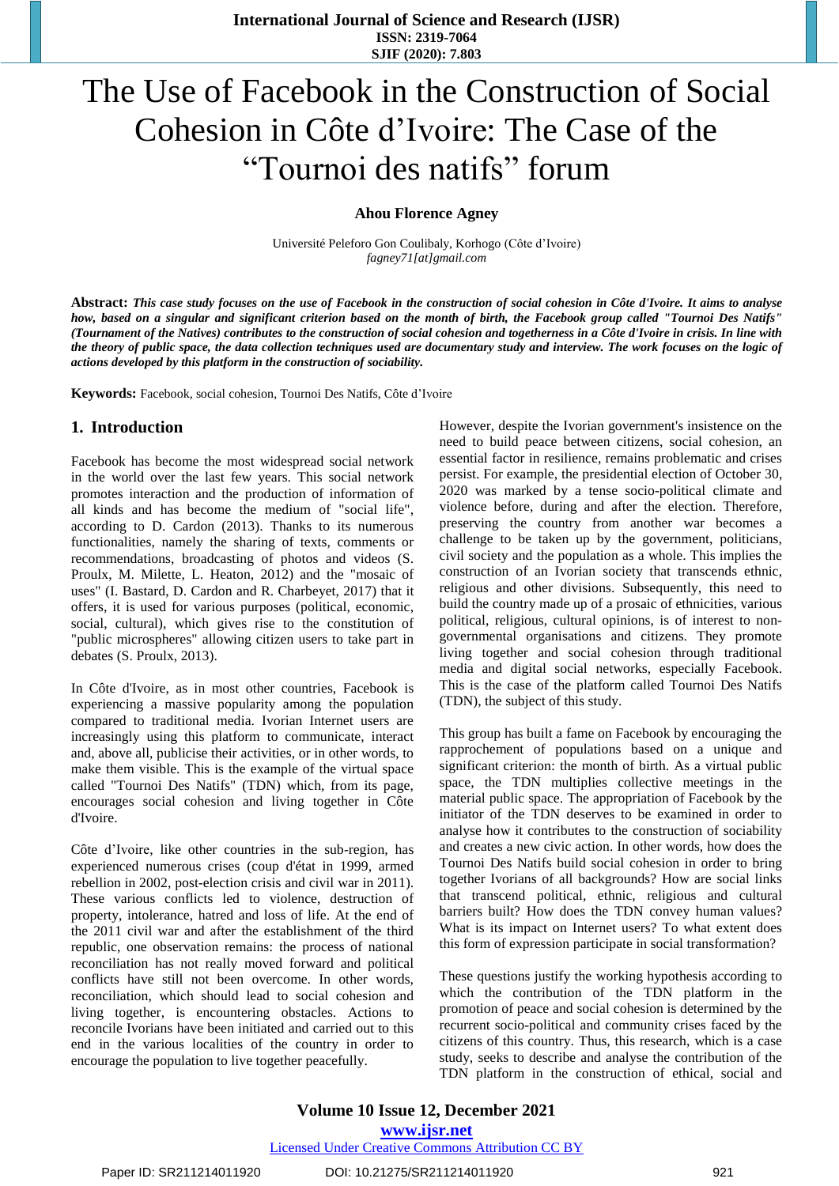# The Use of Facebook in the Construction of Social Cohesion in Côte d'Ivoire: The Case of the "Tournoi des natifs" forum

**Ahou Florence Agney**

Université Peleforo Gon Coulibaly, Korhogo (Côte d'Ivoire)
*fagney71[at]gmail.com*

**Abstract:** ***This case study focuses on the use of Facebook in the construction of social cohesion in Côte d'Ivoire. It aims to analyse how, based on a singular and significant criterion based on the month of birth, the Facebook group called "Tournoi Des Natifs" (Tournament of the Natives) contributes to the construction of social cohesion and togetherness in a Côte d'Ivoire in crisis. In line with the theory of public space, the data collection techniques used are documentary study and interview. The work focuses on the logic of actions developed by this platform in the construction of sociability.***

**Keywords:** Facebook, social cohesion, Tournoi Des Natifs, Côte d'Ivoire

## 1. Introduction

Facebook has become the most widespread social network in the world over the last few years. This social network promotes interaction and the production of information of all kinds and has become the medium of "social life", according to D. Cardon (2013). Thanks to its numerous functionalities, namely the sharing of texts, comments or recommendations, broadcasting of photos and videos (S. Proulx, M. Milette, L. Heaton, 2012) and the "mosaic of uses" (I. Bastard, D. Cardon and R. Charbeyet, 2017) that it offers, it is used for various purposes (political, economic, social, cultural), which gives rise to the constitution of "public microspheres" allowing citizen users to take part in debates (S. Proulx, 2013).

In Côte d'Ivoire, as in most other countries, Facebook is experiencing a massive popularity among the population compared to traditional media. Ivorian Internet users are increasingly using this platform to communicate, interact and, above all, publicise their activities, or in other words, to make them visible. This is the example of the virtual space called "Tournoi Des Natifs" (TDN) which, from its page, encourages social cohesion and living together in Côte d'Ivoire.

Côte d'Ivoire, like other countries in the sub-region, has experienced numerous crises (coup d'état in 1999, armed rebellion in 2002, post-election crisis and civil war in 2011). These various conflicts led to violence, destruction of property, intolerance, hatred and loss of life. At the end of the 2011 civil war and after the establishment of the third republic, one observation remains: the process of national reconciliation has not really moved forward and political conflicts have still not been overcome. In other words, reconciliation, which should lead to social cohesion and living together, is encountering obstacles. Actions to reconcile Ivorians have been initiated and carried out to this end in the various localities of the country in order to encourage the population to live together peacefully.

However, despite the Ivorian government's insistence on the need to build peace between citizens, social cohesion, an essential factor in resilience, remains problematic and crises persist. For example, the presidential election of October 30, 2020 was marked by a tense socio-political climate and violence before, during and after the election. Therefore, preserving the country from another war becomes a challenge to be taken up by the government, politicians, civil society and the population as a whole. This implies the construction of an Ivorian society that transcends ethnic, religious and other divisions. Subsequently, this need to build the country made up of a prosaic of ethnicities, various political, religious, cultural opinions, is of interest to non-governmental organisations and citizens. They promote living together and social cohesion through traditional media and digital social networks, especially Facebook. This is the case of the platform called Tournoi Des Natifs (TDN), the subject of this study.

This group has built a fame on Facebook by encouraging the rapprochement of populations based on a unique and significant criterion: the month of birth. As a virtual public space, the TDN multiplies collective meetings in the material public space. The appropriation of Facebook by the initiator of the TDN deserves to be examined in order to analyse how it contributes to the construction of sociability and creates a new civic action. In other words, how does the Tournoi Des Natifs build social cohesion in order to bring together Ivorians of all backgrounds? How are social links that transcend political, ethnic, religious and cultural barriers built? How does the TDN convey human values? What is its impact on Internet users? To what extent does this form of expression participate in social transformation?

These questions justify the working hypothesis according to which the contribution of the TDN platform in the promotion of peace and social cohesion is determined by the recurrent socio-political and community crises faced by the citizens of this country. Thus, this research, which is a case study, seeks to describe and analyse the contribution of the TDN platform in the construction of ethical, social and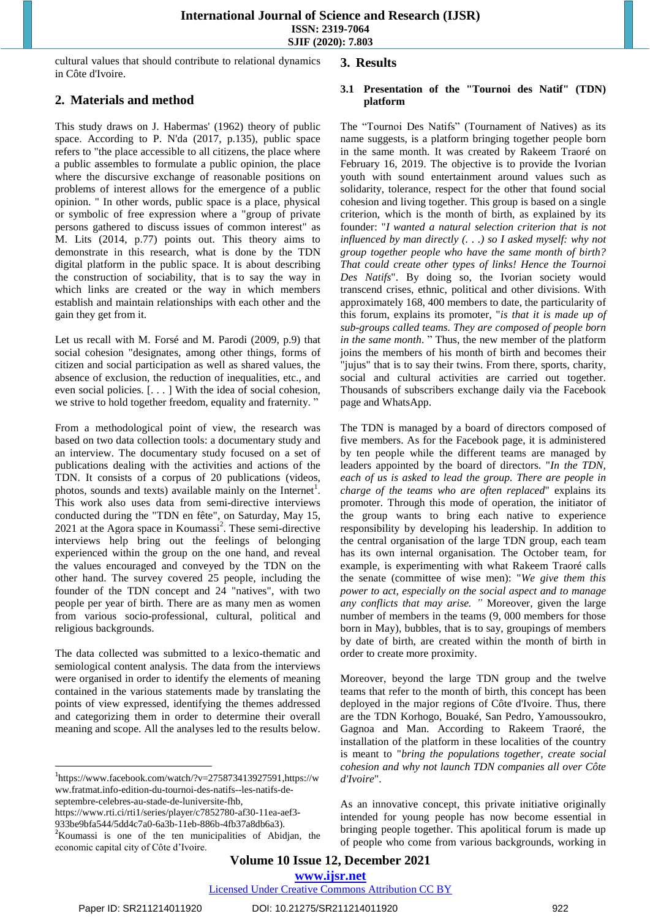cultural values that should contribute to relational dynamics in Côte d'Ivoire.

## 2. Materials and method

This study draws on J. Habermas' (1962) theory of public space. According to P. N'da (2017, p.135), public space refers to "the place accessible to all citizens, the place where a public assembles to formulate a public opinion, the place where the discursive exchange of reasonable positions on problems of interest allows for the emergence of a public opinion. " In other words, public space is a place, physical or symbolic of free expression where a "group of private persons gathered to discuss issues of common interest" as M. Lits (2014, p.77) points out. This theory aims to demonstrate in this research, what is done by the TDN digital platform in the public space. It is about describing the construction of sociability, that is to say the way in which links are created or the way in which members establish and maintain relationships with each other and the gain they get from it.

Let us recall with M. Forsé and M. Parodi (2009, p.9) that social cohesion "designates, among other things, forms of citizen and social participation as well as shared values, the absence of exclusion, the reduction of inequalities, etc., and even social policies. [. . . ] With the idea of social cohesion, we strive to hold together freedom, equality and fraternity. "

From a methodological point of view, the research was based on two data collection tools: a documentary study and an interview. The documentary study focused on a set of publications dealing with the activities and actions of the TDN. It consists of a corpus of 20 publications (videos, photos, sounds and texts) available mainly on the Internet[1]. This work also uses data from semi-directive interviews conducted during the "TDN en fête", on Saturday, May 15, 2021 at the Agora space in Koumassi[2]. These semi-directive interviews help bring out the feelings of belonging experienced within the group on the one hand, and reveal the values encouraged and conveyed by the TDN on the other hand. The survey covered 25 people, including the founder of the TDN concept and 24 "natives", with two people per year of birth. There are as many men as women from various socio-professional, cultural, political and religious backgrounds.

The data collected was submitted to a lexico-thematic and semiological content analysis. The data from the interviews were organised in order to identify the elements of meaning contained in the various statements made by translating the points of view expressed, identifying the themes addressed and categorizing them in order to determine their overall meaning and scope. All the analyses led to the results below.

## 3. Results

### 3.1 Presentation of the "Tournoi des Natif" (TDN) platform

The "Tournoi Des Natifs" (Tournament of Natives) as its name suggests, is a platform bringing together people born in the same month. It was created by Rakeem Traoré on February 16, 2019. The objective is to provide the Ivorian youth with sound entertainment around values such as solidarity, tolerance, respect for the other that found social cohesion and living together. This group is based on a single criterion, which is the month of birth, as explained by its founder: "*I wanted a natural selection criterion that is not influenced by man directly (. . .) so I asked myself: why not group together people who have the same month of birth? That could create other types of links! Hence the Tournoi Des Natifs*". By doing so, the Ivorian society would transcend crises, ethnic, political and other divisions. With approximately 168, 400 members to date, the particularity of this forum, explains its promoter, "*is that it is made up of sub-groups called teams. They are composed of people born in the same month.* " Thus, the new member of the platform joins the members of his month of birth and becomes their "jujus" that is to say their twins. From there, sports, charity, social and cultural activities are carried out together. Thousands of subscribers exchange daily via the Facebook page and WhatsApp.

The TDN is managed by a board of directors composed of five members. As for the Facebook page, it is administered by ten people while the different teams are managed by leaders appointed by the board of directors. "*In the TDN, each of us is asked to lead the group. There are people in charge of the teams who are often replaced*" explains its promoter. Through this mode of operation, the initiator of the group wants to bring each native to experience responsibility by developing his leadership. In addition to the central organisation of the large TDN group, each team has its own internal organisation. The October team, for example, is experimenting with what Rakeem Traoré calls the senate (committee of wise men): "*We give them this power to act, especially on the social aspect and to manage any conflicts that may arise. "* Moreover, given the large number of members in the teams (9, 000 members for those born in May), bubbles, that is to say, groupings of members by date of birth, are created within the month of birth in order to create more proximity.

Moreover, beyond the large TDN group and the twelve teams that refer to the month of birth, this concept has been deployed in the major regions of Côte d'Ivoire. Thus, there are the TDN Korhogo, Bouaké, San Pedro, Yamoussoukro, Gagnoa and Man. According to Rakeem Traoré, the installation of the platform in these localities of the country is meant to "*bring the populations together, create social cohesion and why not launch TDN companies all over Côte d'Ivoire*".

As an innovative concept, this private initiative originally intended for young people has now become essential in bringing people together. This apolitical forum is made up of people who come from various backgrounds, working in

---

[1] https://www.facebook.com/watch/?v=275873413927591,https://www.fratmat.info-edition-du-tournoi-des-natifs--les-natifs-de-septembre-celebres-au-stade-de-luniversite-fhb, https://www.rti.ci/rti1/series/player/c7852780-af30-11ea-aef3-933be9bfa544/5dd4c7a0-6a3b-11eb-886b-4fb37a8db6a3).

[2] Koumassi is one of the ten municipalities of Abidjan, the economic capital city of Côte d'Ivoire.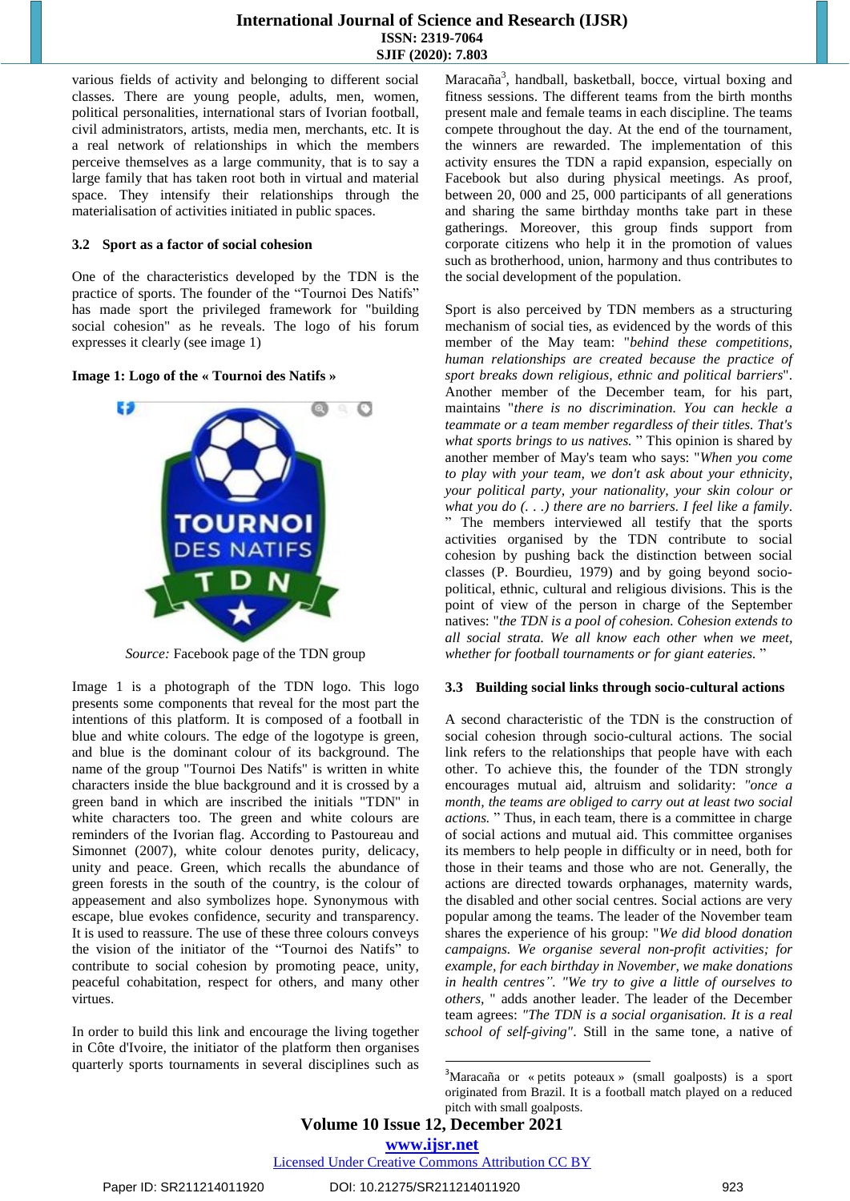various fields of activity and belonging to different social classes. There are young people, adults, men, women, political personalities, international stars of Ivorian football, civil administrators, artists, media men, merchants, etc. It is a real network of relationships in which the members perceive themselves as a large community, that is to say a large family that has taken root both in virtual and material space. They intensify their relationships through the materialisation of activities initiated in public spaces.

### 3.2 Sport as a factor of social cohesion

One of the characteristics developed by the TDN is the practice of sports. The founder of the "Tournoi Des Natifs" has made sport the privileged framework for "building social cohesion" as he reveals. The logo of his forum expresses it clearly (see image 1)

**Image 1: Logo of the « Tournoi des Natifs »**

*Source:* Facebook page of the TDN group

Image 1 is a photograph of the TDN logo. This logo presents some components that reveal for the most part the intentions of this platform. It is composed of a football in blue and white colours. The edge of the logotype is green, and blue is the dominant colour of its background. The name of the group "Tournoi Des Natifs" is written in white characters inside the blue background and it is crossed by a green band in which are inscribed the initials "TDN" in white characters too. The green and white colours are reminders of the Ivorian flag. According to Pastoureau and Simonnet (2007), white colour denotes purity, delicacy, unity and peace. Green, which recalls the abundance of green forests in the south of the country, is the colour of appeasement and also symbolizes hope. Synonymous with escape, blue evokes confidence, security and transparency. It is used to reassure. The use of these three colours conveys the vision of the initiator of the "Tournoi des Natifs" to contribute to social cohesion by promoting peace, unity, peaceful cohabitation, respect for others, and many other virtues.

In order to build this link and encourage the living together in Côte d'Ivoire, the initiator of the platform then organises quarterly sports tournaments in several disciplines such as Maracaña[3], handball, basketball, bocce, virtual boxing and fitness sessions. The different teams from the birth months present male and female teams in each discipline. The teams compete throughout the day. At the end of the tournament, the winners are rewarded. The implementation of this activity ensures the TDN a rapid expansion, especially on Facebook but also during physical meetings. As proof, between 20, 000 and 25, 000 participants of all generations and sharing the same birthday months take part in these gatherings. Moreover, this group finds support from corporate citizens who help it in the promotion of values such as brotherhood, union, harmony and thus contributes to the social development of the population.

Sport is also perceived by TDN members as a structuring mechanism of social ties, as evidenced by the words of this member of the May team: "*behind these competitions, human relationships are created because the practice of sport breaks down religious, ethnic and political barriers*". Another member of the December team, for his part, maintains "*there is no discrimination. You can heckle a teammate or a team member regardless of their titles. That's what sports brings to us natives.* " This opinion is shared by another member of May's team who says: "*When you come to play with your team, we don't ask about your ethnicity, your political party, your nationality, your skin colour or what you do (. . .) there are no barriers. I feel like a family.* " The members interviewed all testify that the sports activities organised by the TDN contribute to social cohesion by pushing back the distinction between social classes (P. Bourdieu, 1979) and by going beyond socio-political, ethnic, cultural and religious divisions. This is the point of view of the person in charge of the September natives: "*the TDN is a pool of cohesion. Cohesion extends to all social strata. We all know each other when we meet, whether for football tournaments or for giant eateries.* "

### 3.3 Building social links through socio-cultural actions

A second characteristic of the TDN is the construction of social cohesion through socio-cultural actions. The social link refers to the relationships that people have with each other. To achieve this, the founder of the TDN strongly encourages mutual aid, altruism and solidarity: *"once a month, the teams are obliged to carry out at least two social actions.* " Thus, in each team, there is a committee in charge of social actions and mutual aid. This committee organises its members to help people in difficulty or in need, both for those in their teams and those who are not. Generally, the actions are directed towards orphanages, maternity wards, the disabled and other social centres. Social actions are very popular among the teams. The leader of the November team shares the experience of his group: "*We did blood donation campaigns. We organise several non-profit activities; for example, for each birthday in November, we make donations in health centres". "We try to give a little of ourselves to others,* " adds another leader. The leader of the December team agrees: *"The TDN is a social organisation. It is a real school of self-giving"*. Still in the same tone, a native of

---

[3]Maracaña or « petits poteaux » (small goalposts) is a sport originated from Brazil. It is a football match played on a reduced pitch with small goalposts.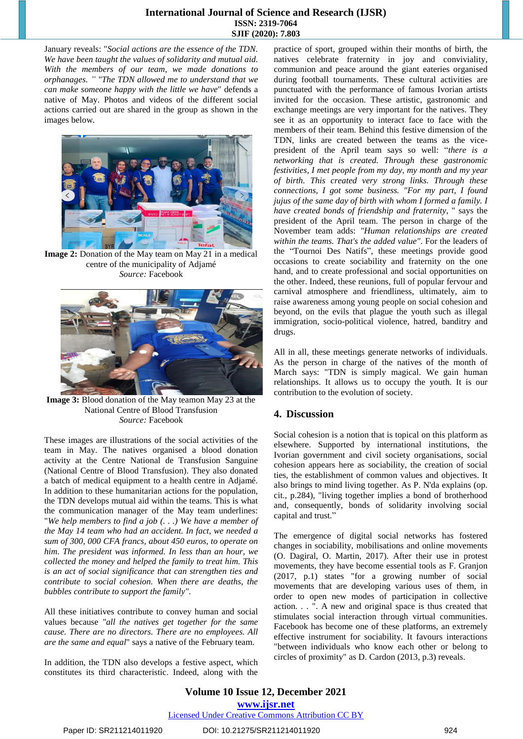January reveals: "*Social actions are the essence of the TDN. We have been taught the values of solidarity and mutual aid. With the members of our team, we made donations to orphanages. " "The TDN allowed me to understand that we can make someone happy with the little we have*" defends a native of May. Photos and videos of the different social actions carried out are shared in the group as shown in the images below.

**Image 2:** Donation of the May team on May 21 in a medical centre of the municipality of Adjamé
*Source:* Facebook

**Image 3:** Blood donation of the May teamon May 23 at the National Centre of Blood Transfusion
*Source:* Facebook

These images are illustrations of the social activities of the team in May. The natives organised a blood donation activity at the Centre National de Transfusion Sanguine (National Centre of Blood Transfusion). They also donated a batch of medical equipment to a health centre in Adjamé. In addition to these humanitarian actions for the population, the TDN develops mutual aid within the teams. This is what the communication manager of the May team underlines: "*We help members to find a job (. . .) We have a member of the May 14 team who had an accident. In fact, we needed a sum of 300, 000 CFA francs, about 450 euros, to operate on him. The president was informed. In less than an hour, we collected the money and helped the family to treat him. This is an act of social significance that can strengthen ties and contribute to social cohesion. When there are deaths, the bubbles contribute to support the family*".

All these initiatives contribute to convey human and social values because *"all the natives get together for the same cause. There are no directors. There are no employees. All are the same and equal*" says a native of the February team.

In addition, the TDN also develops a festive aspect, which constitutes its third characteristic. Indeed, along with the practice of sport, grouped within their months of birth, the natives celebrate fraternity in joy and conviviality, communion and peace around the giant eateries organised during football tournaments. These cultural activities are punctuated with the performance of famous Ivorian artists invited for the occasion. These artistic, gastronomic and exchange meetings are very important for the natives. They see it as an opportunity to interact face to face with the members of their team. Behind this festive dimension of the TDN, links are created between the teams as the vice-president of the April team says so well: "*there is a networking that is created. Through these gastronomic festivities, I met people from my day, my month and my year of birth. This created very strong links. Through these connections, I got some business. "For my part, I found jujus of the same day of birth with whom I formed a family. I have created bonds of friendship and fraternity*, " says the president of the April team. The person in charge of the November team adds: *"Human relationships are created within the teams. That's the added value"*. For the leaders of the "Tournoi Des Natifs", these meetings provide good occasions to create sociability and fraternity on the one hand, and to create professional and social opportunities on the other. Indeed, these reunions, full of popular fervour and carnival atmosphere and friendliness, ultimately, aim to raise awareness among young people on social cohesion and beyond, on the evils that plague the youth such as illegal immigration, socio-political violence, hatred, banditry and drugs.

All in all, these meetings generate networks of individuals. As the person in charge of the natives of the month of March says: "TDN is simply magical. We gain human relationships. It allows us to occupy the youth. It is our contribution to the evolution of society.

## 4. Discussion

Social cohesion is a notion that is topical on this platform as elsewhere. Supported by international institutions, the Ivorian government and civil society organisations, social cohesion appears here as sociability, the creation of social ties, the establishment of common values and objectives. It also brings to mind living together. As P. N'da explains (op. cit., p.284), "living together implies a bond of brotherhood and, consequently, bonds of solidarity involving social capital and trust."

The emergence of digital social networks has fostered changes in sociability, mobilisations and online movements (O. Dagiral, O. Martin, 2017). After their use in protest movements, they have become essential tools as F. Granjon (2017, p.1) states "for a growing number of social movements that are developing various uses of them, in order to open new modes of participation in collective action. . . ". A new and original space is thus created that stimulates social interaction through virtual communities. Facebook has become one of these platforms, an extremely effective instrument for sociability. It favours interactions "between individuals who know each other or belong to circles of proximity" as D. Cardon (2013, p.3) reveals.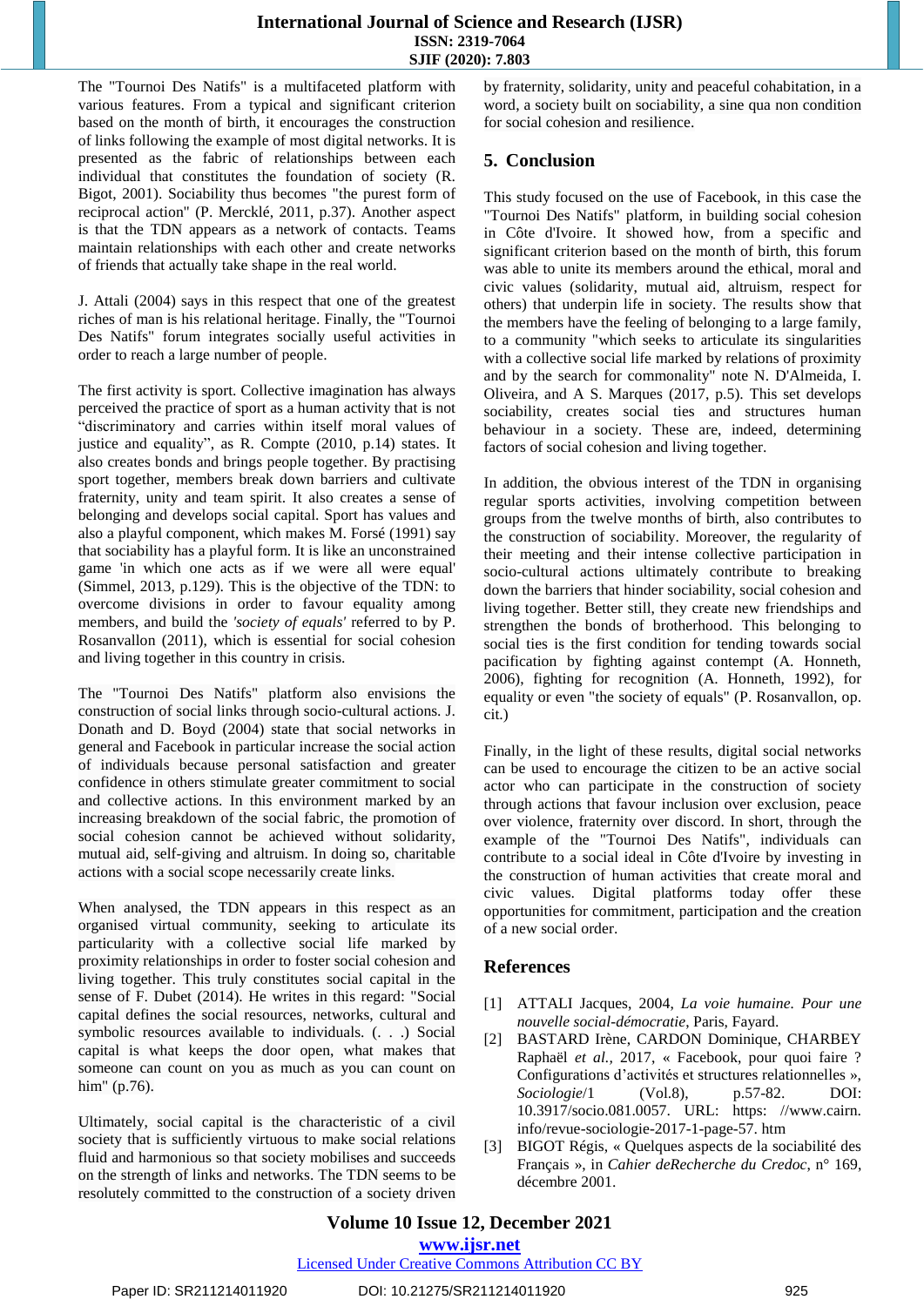The "Tournoi Des Natifs" is a multifaceted platform with various features. From a typical and significant criterion based on the month of birth, it encourages the construction of links following the example of most digital networks. It is presented as the fabric of relationships between each individual that constitutes the foundation of society (R. Bigot, 2001). Sociability thus becomes "the purest form of reciprocal action" (P. Mercklé, 2011, p.37). Another aspect is that the TDN appears as a network of contacts. Teams maintain relationships with each other and create networks of friends that actually take shape in the real world.

J. Attali (2004) says in this respect that one of the greatest riches of man is his relational heritage. Finally, the "Tournoi Des Natifs" forum integrates socially useful activities in order to reach a large number of people.

The first activity is sport. Collective imagination has always perceived the practice of sport as a human activity that is not "discriminatory and carries within itself moral values of justice and equality", as R. Compte (2010, p.14) states. It also creates bonds and brings people together. By practising sport together, members break down barriers and cultivate fraternity, unity and team spirit. It also creates a sense of belonging and develops social capital. Sport has values and also a playful component, which makes M. Forsé (1991) say that sociability has a playful form. It is like an unconstrained game 'in which one acts as if we were all were equal' (Simmel, 2013, p.129). This is the objective of the TDN: to overcome divisions in order to favour equality among members, and build the *'society of equals'* referred to by P. Rosanvallon (2011), which is essential for social cohesion and living together in this country in crisis.

The "Tournoi Des Natifs" platform also envisions the construction of social links through socio-cultural actions. J. Donath and D. Boyd (2004) state that social networks in general and Facebook in particular increase the social action of individuals because personal satisfaction and greater confidence in others stimulate greater commitment to social and collective actions. In this environment marked by an increasing breakdown of the social fabric, the promotion of social cohesion cannot be achieved without solidarity, mutual aid, self-giving and altruism. In doing so, charitable actions with a social scope necessarily create links.

When analysed, the TDN appears in this respect as an organised virtual community, seeking to articulate its particularity with a collective social life marked by proximity relationships in order to foster social cohesion and living together. This truly constitutes social capital in the sense of F. Dubet (2014). He writes in this regard: "Social capital defines the social resources, networks, cultural and symbolic resources available to individuals. (. . .) Social capital is what keeps the door open, what makes that someone can count on you as much as you can count on him" (p.76).

Ultimately, social capital is the characteristic of a civil society that is sufficiently virtuous to make social relations fluid and harmonious so that society mobilises and succeeds on the strength of links and networks. The TDN seems to be resolutely committed to the construction of a society driven by fraternity, solidarity, unity and peaceful cohabitation, in a word, a society built on sociability, a sine qua non condition for social cohesion and resilience.

## 5. Conclusion

This study focused on the use of Facebook, in this case the "Tournoi Des Natifs" platform, in building social cohesion in Côte d'Ivoire. It showed how, from a specific and significant criterion based on the month of birth, this forum was able to unite its members around the ethical, moral and civic values (solidarity, mutual aid, altruism, respect for others) that underpin life in society. The results show that the members have the feeling of belonging to a large family, to a community "which seeks to articulate its singularities with a collective social life marked by relations of proximity and by the search for commonality" note N. D'Almeida, I. Oliveira, and A S. Marques (2017, p.5). This set develops sociability, creates social ties and structures human behaviour in a society. These are, indeed, determining factors of social cohesion and living together.

In addition, the obvious interest of the TDN in organising regular sports activities, involving competition between groups from the twelve months of birth, also contributes to the construction of sociability. Moreover, the regularity of their meeting and their intense collective participation in socio-cultural actions ultimately contribute to breaking down the barriers that hinder sociability, social cohesion and living together. Better still, they create new friendships and strengthen the bonds of brotherhood. This belonging to social ties is the first condition for tending towards social pacification by fighting against contempt (A. Honneth, 2006), fighting for recognition (A. Honneth, 1992), for equality or even "the society of equals" (P. Rosanvallon, op. cit.)

Finally, in the light of these results, digital social networks can be used to encourage the citizen to be an active social actor who can participate in the construction of society through actions that favour inclusion over exclusion, peace over violence, fraternity over discord. In short, through the example of the "Tournoi Des Natifs", individuals can contribute to a social ideal in Côte d'Ivoire by investing in the construction of human activities that create moral and civic values. Digital platforms today offer these opportunities for commitment, participation and the creation of a new social order.

## References

[1] ATTALI Jacques, 2004, *La voie humaine. Pour une nouvelle social-démocratie*, Paris, Fayard.

[2] BASTARD Irène, CARDON Dominique, CHARBEY Raphaël *et al.*, 2017, « Facebook, pour quoi faire ? Configurations d'activités et structures relationnelles », *Sociologie*/1 (Vol.8), p.57-82. DOI: 10.3917/socio.081.0057. URL: https: //www.cairn.info/revue-sociologie-2017-1-page-57. htm

[3] BIGOT Régis, « Quelques aspects de la sociabilité des Français », in *Cahier deRecherche du Credoc*, n° 169, décembre 2001.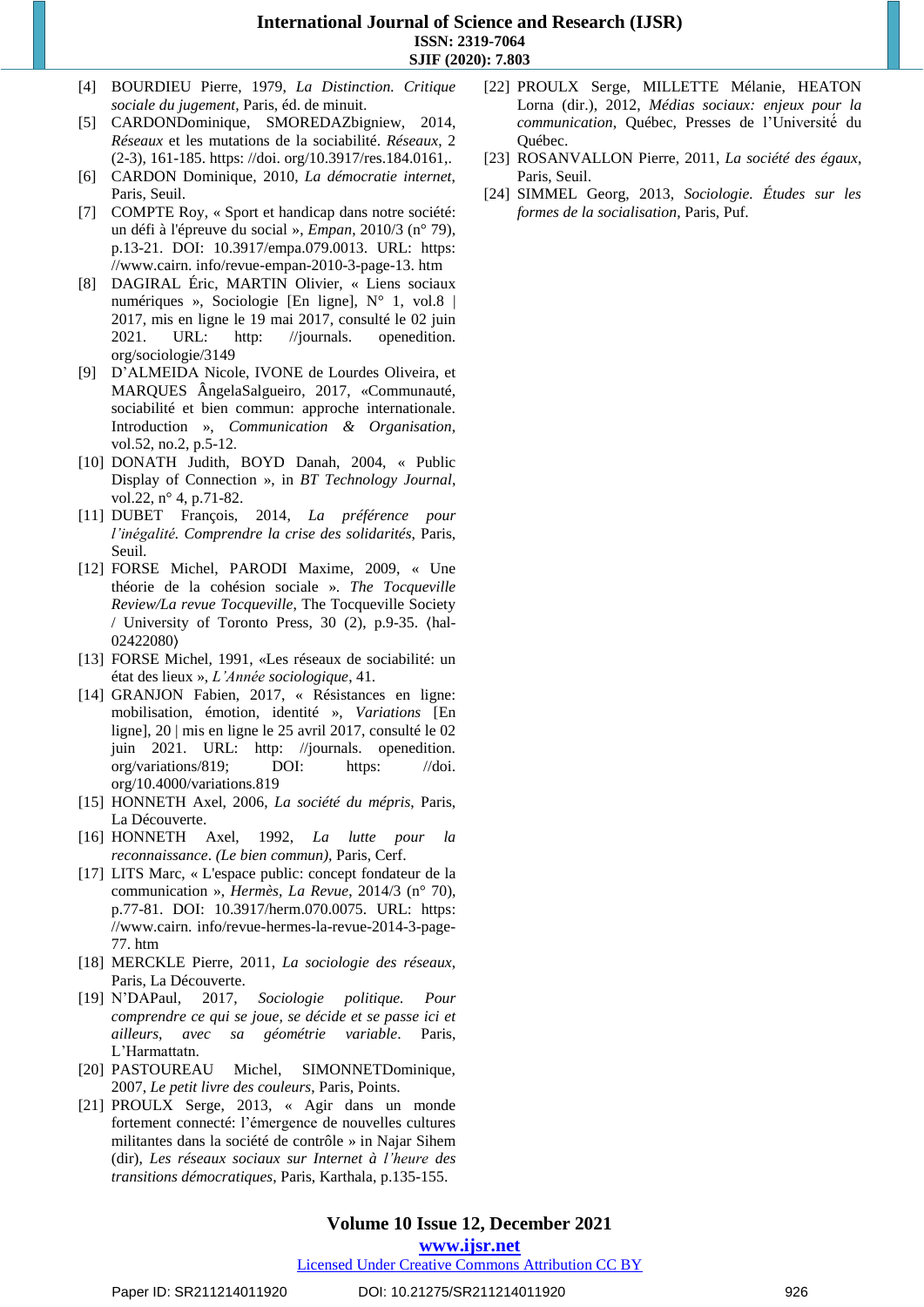[4] BOURDIEU Pierre, 1979, *La Distinction. Critique sociale du jugement*, Paris, éd. de minuit.

[5] CARDONDominique, SMOREDAZbigniew, 2014, *Réseaux* et les mutations de la sociabilité. *Réseaux*, 2 (2-3), 161-185. https: //doi. org/10.3917/res.184.0161,.

[6] CARDON Dominique, 2010, *La démocratie internet*, Paris, Seuil.

[7] COMPTE Roy, « Sport et handicap dans notre société: un défi à l'épreuve du social », *Empan*, 2010/3 (n° 79), p.13-21. DOI: 10.3917/empa.079.0013. URL: https: //www.cairn. info/revue-empan-2010-3-page-13. htm

[8] DAGIRAL Éric, MARTIN Olivier, « Liens sociaux numériques », Sociologie [En ligne], N° 1, vol.8 | 2017, mis en ligne le 19 mai 2017, consulté le 02 juin 2021. URL: http: //journals. openedition. org/sociologie/3149

[9] D'ALMEIDA Nicole, IVONE de Lourdes Oliveira, et MARQUES ÂngelaSalgueiro, 2017, «Communauté, sociabilité et bien commun: approche internationale. Introduction », *Communication & Organisation*, vol.52, no.2, p.5-12.

[10] DONATH Judith, BOYD Danah, 2004, « Public Display of Connection », in *BT Technology Journal*, vol.22, n° 4, p.71-82.

[11] DUBET François, 2014, *La préférence pour l'inégalité. Comprendre la crise des solidarités*, Paris, Seuil.

[12] FORSE Michel, PARODI Maxime, 2009, « Une théorie de la cohésion sociale ». *The Tocqueville Review/La revue Tocqueville*, The Tocqueville Society / University of Toronto Press, 30 (2), p.9-35. ⟨hal-02422080⟩

[13] FORSE Michel, 1991, «Les réseaux de sociabilité: un état des lieux », *L'Année sociologique*, 41.

[14] GRANJON Fabien, 2017, « Résistances en ligne: mobilisation, émotion, identité », *Variations* [En ligne], 20 | mis en ligne le 25 avril 2017, consulté le 02 juin 2021. URL: http: //journals. openedition. org/variations/819; DOI: https: //doi. org/10.4000/variations.819

[15] HONNETH Axel, 2006, *La société du mépris*, Paris, La Découverte.

[16] HONNETH Axel, 1992, *La lutte pour la reconnaissance. (Le bien commun)*, Paris, Cerf.

[17] LITS Marc, « L'espace public: concept fondateur de la communication », *Hermès, La Revue*, 2014/3 (n° 70), p.77-81. DOI: 10.3917/herm.070.0075. URL: https: //www.cairn. info/revue-hermes-la-revue-2014-3-page-77. htm

[18] MERCKLE Pierre, 2011, *La sociologie des réseaux*, Paris, La Découverte.

[19] N'DAPaul, 2017, *Sociologie politique. Pour comprendre ce qui se joue, se décide et se passe ici et ailleurs, avec sa géométrie variable*. Paris, L'Harmattatn.

[20] PASTOUREAU Michel, SIMONNETDominique, 2007, *Le petit livre des couleurs*, Paris, Points.

[21] PROULX Serge, 2013, « Agir dans un monde fortement connecté: l'émergence de nouvelles cultures militantes dans la société de contrôle » in Najar Sihem (dir), *Les réseaux sociaux sur Internet à l'heure des transitions démocratiques*, Paris, Karthala, p.135-155.

[22] PROULX Serge, MILLETTE Mélanie, HEATON Lorna (dir.), 2012, *Médias sociaux: enjeux pour la communication*, Québec, Presses de l'Université du Québec.

[23] ROSANVALLON Pierre, 2011, *La société des égaux*, Paris, Seuil.

[24] SIMMEL Georg, 2013, *Sociologie. Études sur les formes de la socialisation*, Paris, Puf.